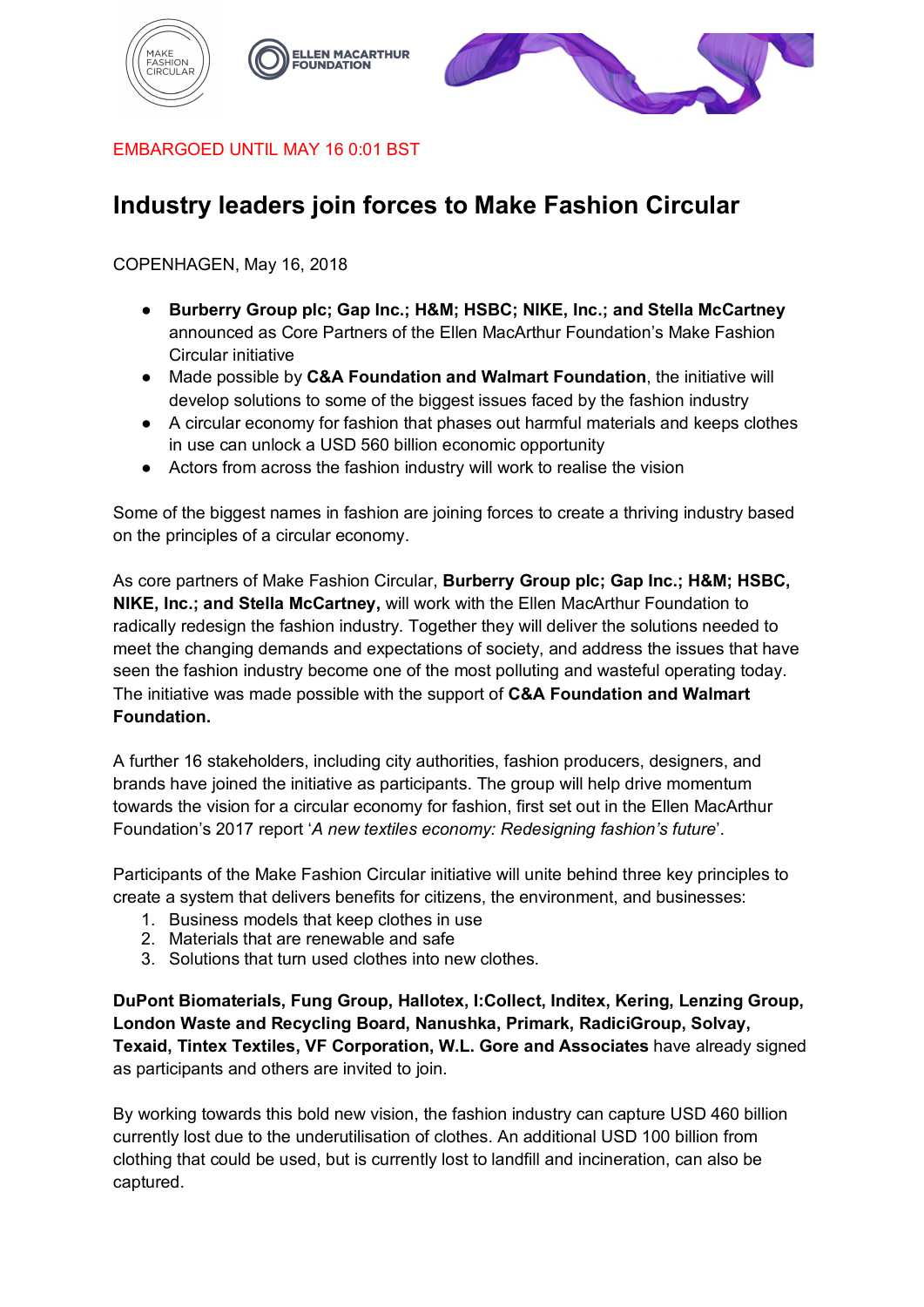EMBARGOED UNTIL MAY 16 0:01 BST

# Industry leaders join forces to Make Fashion Circular

COPENHAGEN, May 16, 2018

- **Burberry Group plc; Gap Inc.; H&M; HSBC; NIKE, Inc.; and Stella McCartney** announced as Core Partners of the Ellen MacArthur Foundation's Make Fashion Circular initiative
- Made possible by **C&A Foundation and Walmart Foundation**, the initiative will develop solutions to some of the biggest issues faced by the fashion industry
- A circular economy for fashion that phases out harmful materials and keeps clothes in use can unlock a USD 560 billion economic opportunity
- Actors from across the fashion industry will work to realise the vision

Some of the biggest names in fashion are joining forces to create a thriving industry based on the principles of a circular economy.

As core partners of Make Fashion Circular, **Burberry Group plc; Gap Inc.; H&M; HSBC, NIKE, Inc.; and Stella McCartney,** will work with the Ellen MacArthur Foundation to radically redesign the fashion industry. Together they will deliver the solutions needed to meet the changing demands and expectations of society, and address the issues that have seen the fashion industry become one of the most polluting and wasteful operating today. The initiative was made possible with the support of **C&A Foundation and Walmart Foundation.**

A further 16 stakeholders, including city authorities, fashion producers, designers, and brands have joined the initiative as participants. The group will help drive momentum towards the vision for a circular economy for fashion, first set out in the Ellen MacArthur Foundation's 2017 report '*A new textiles economy: Redesigning fashion's future*'.

Participants of the Make Fashion Circular initiative will unite behind three key principles to create a system that delivers benefits for citizens, the environment, and businesses:

1. Business models that keep clothes in use
2. Materials that are renewable and safe
3. Solutions that turn used clothes into new clothes.

**DuPont Biomaterials, Fung Group, Hallotex, I:Collect, Inditex, Kering, Lenzing Group, London Waste and Recycling Board, Nanushka, Primark, RadiciGroup, Solvay, Texaid, Tintex Textiles, VF Corporation, W.L. Gore and Associates** have already signed as participants and others are invited to join.

By working towards this bold new vision, the fashion industry can capture USD 460 billion currently lost due to the underutilisation of clothes. An additional USD 100 billion from clothing that could be used, but is currently lost to landfill and incineration, can also be captured.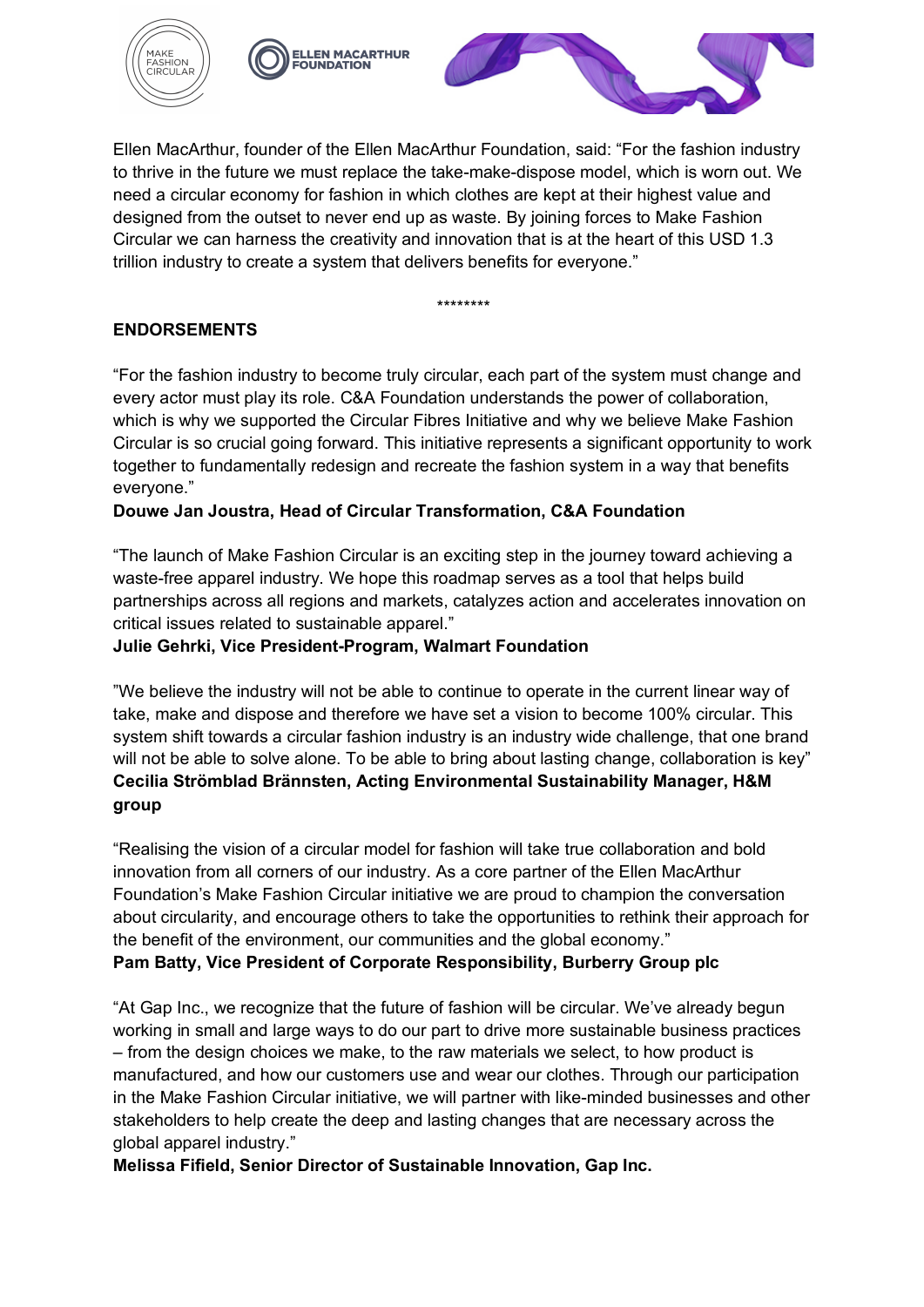Ellen MacArthur, founder of the Ellen MacArthur Foundation, said: "For the fashion industry to thrive in the future we must replace the take-make-dispose model, which is worn out. We need a circular economy for fashion in which clothes are kept at their highest value and designed from the outset to never end up as waste. By joining forces to Make Fashion Circular we can harness the creativity and innovation that is at the heart of this USD 1.3 trillion industry to create a system that delivers benefits for everyone."

********

**ENDORSEMENTS**

"For the fashion industry to become truly circular, each part of the system must change and every actor must play its role. C&A Foundation understands the power of collaboration, which is why we supported the Circular Fibres Initiative and why we believe Make Fashion Circular is so crucial going forward. This initiative represents a significant opportunity to work together to fundamentally redesign and recreate the fashion system in a way that benefits everyone."
**Douwe Jan Joustra, Head of Circular Transformation, C&A Foundation**

"The launch of Make Fashion Circular is an exciting step in the journey toward achieving a waste-free apparel industry. We hope this roadmap serves as a tool that helps build partnerships across all regions and markets, catalyzes action and accelerates innovation on critical issues related to sustainable apparel."
**Julie Gehrki, Vice President-Program, Walmart Foundation**

"We believe the industry will not be able to continue to operate in the current linear way of take, make and dispose and therefore we have set a vision to become 100% circular. This system shift towards a circular fashion industry is an industry wide challenge, that one brand will not be able to solve alone. To be able to bring about lasting change, collaboration is key"
**Cecilia Strömblad Brännsten, Acting Environmental Sustainability Manager, H&M group**

"Realising the vision of a circular model for fashion will take true collaboration and bold innovation from all corners of our industry. As a core partner of the Ellen MacArthur Foundation's Make Fashion Circular initiative we are proud to champion the conversation about circularity, and encourage others to take the opportunities to rethink their approach for the benefit of the environment, our communities and the global economy."
**Pam Batty, Vice President of Corporate Responsibility, Burberry Group plc**

"At Gap Inc., we recognize that the future of fashion will be circular. We've already begun working in small and large ways to do our part to drive more sustainable business practices – from the design choices we make, to the raw materials we select, to how product is manufactured, and how our customers use and wear our clothes. Through our participation in the Make Fashion Circular initiative, we will partner with like-minded businesses and other stakeholders to help create the deep and lasting changes that are necessary across the global apparel industry."
**Melissa Fifield, Senior Director of Sustainable Innovation, Gap Inc.**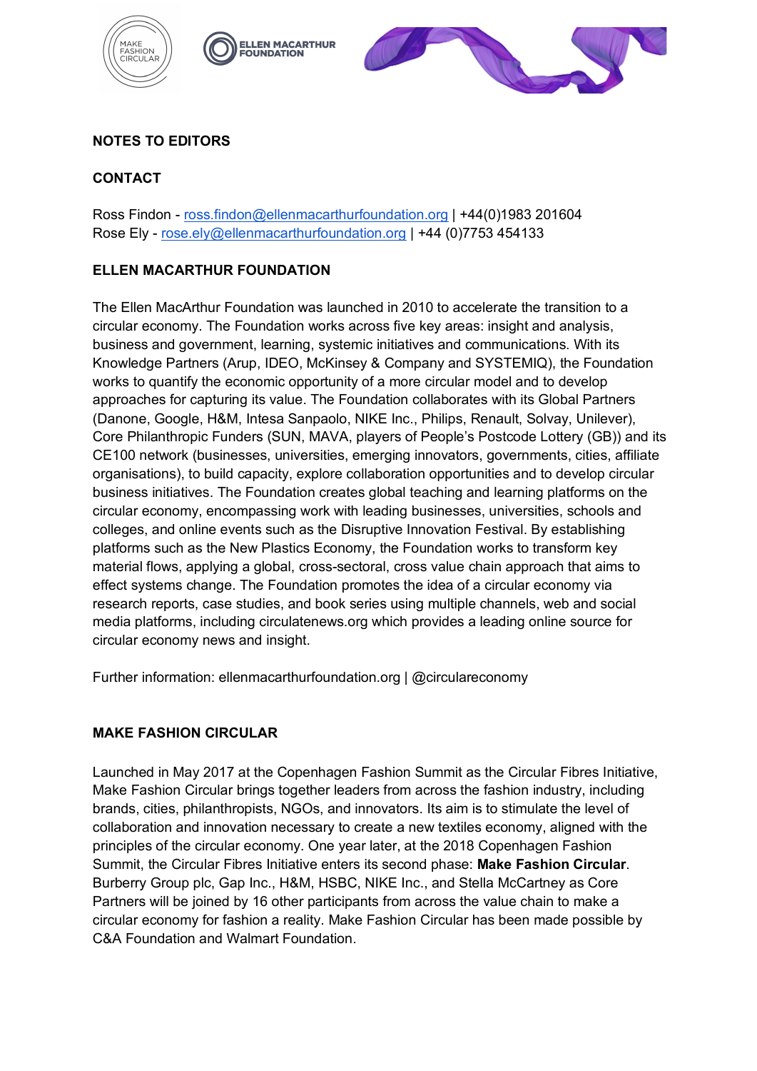## NOTES TO EDITORS

### CONTACT

Ross Findon - ross.findon@ellenmacarthurfoundation.org | +44(0)1983 201604
Rose Ely - rose.ely@ellenmacarthurfoundation.org | +44 (0)7753 454133

### ELLEN MACARTHUR FOUNDATION

The Ellen MacArthur Foundation was launched in 2010 to accelerate the transition to a circular economy. The Foundation works across five key areas: insight and analysis, business and government, learning, systemic initiatives and communications. With its Knowledge Partners (Arup, IDEO, McKinsey & Company and SYSTEMIQ), the Foundation works to quantify the economic opportunity of a more circular model and to develop approaches for capturing its value. The Foundation collaborates with its Global Partners (Danone, Google, H&M, Intesa Sanpaolo, NIKE Inc., Philips, Renault, Solvay, Unilever), Core Philanthropic Funders (SUN, MAVA, players of People's Postcode Lottery (GB)) and its CE100 network (businesses, universities, emerging innovators, governments, cities, affiliate organisations), to build capacity, explore collaboration opportunities and to develop circular business initiatives. The Foundation creates global teaching and learning platforms on the circular economy, encompassing work with leading businesses, universities, schools and colleges, and online events such as the Disruptive Innovation Festival. By establishing platforms such as the New Plastics Economy, the Foundation works to transform key material flows, applying a global, cross-sectoral, cross value chain approach that aims to effect systems change. The Foundation promotes the idea of a circular economy via research reports, case studies, and book series using multiple channels, web and social media platforms, including circulatenews.org which provides a leading online source for circular economy news and insight.

Further information: ellenmacarthurfoundation.org | @circulareconomy

### MAKE FASHION CIRCULAR

Launched in May 2017 at the Copenhagen Fashion Summit as the Circular Fibres Initiative, Make Fashion Circular brings together leaders from across the fashion industry, including brands, cities, philanthropists, NGOs, and innovators. Its aim is to stimulate the level of collaboration and innovation necessary to create a new textiles economy, aligned with the principles of the circular economy. One year later, at the 2018 Copenhagen Fashion Summit, the Circular Fibres Initiative enters its second phase: **Make Fashion Circular**. Burberry Group plc, Gap Inc., H&M, HSBC, NIKE Inc., and Stella McCartney as Core Partners will be joined by 16 other participants from across the value chain to make a circular economy for fashion a reality. Make Fashion Circular has been made possible by C&A Foundation and Walmart Foundation.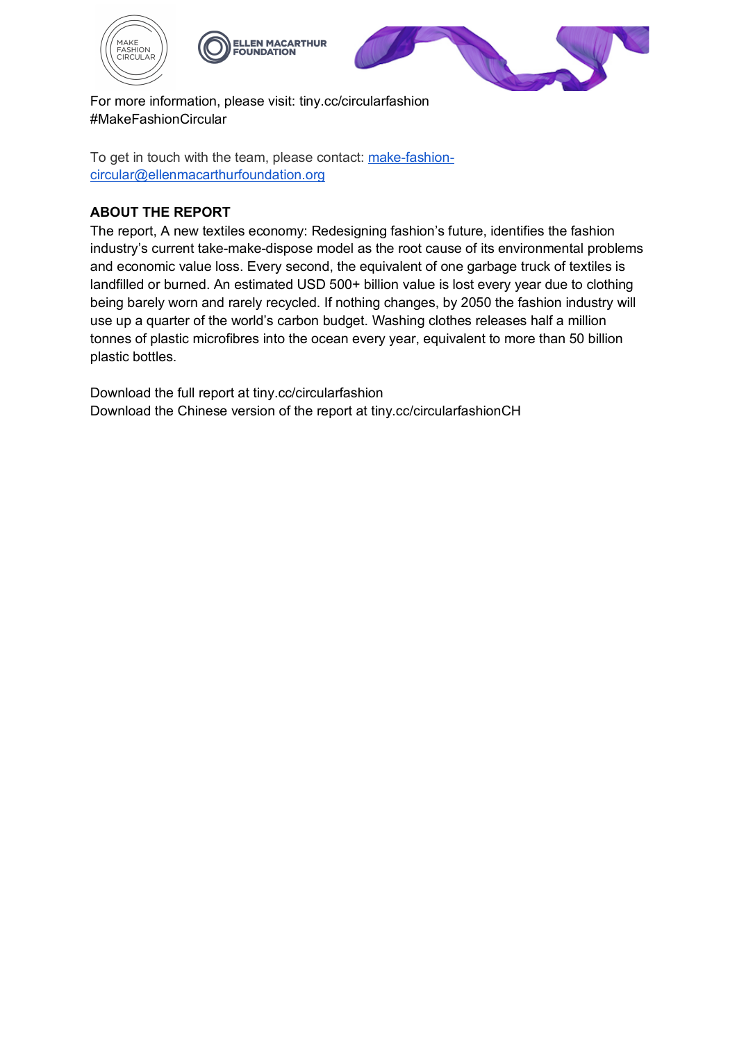For more information, please visit: tiny.cc/circularfashion
#MakeFashionCircular

To get in touch with the team, please contact: make-fashion-circular@ellenmacarthurfoundation.org

**ABOUT THE REPORT**

The report, A new textiles economy: Redesigning fashion's future, identifies the fashion industry's current take-make-dispose model as the root cause of its environmental problems and economic value loss. Every second, the equivalent of one garbage truck of textiles is landfilled or burned. An estimated USD 500+ billion value is lost every year due to clothing being barely worn and rarely recycled. If nothing changes, by 2050 the fashion industry will use up a quarter of the world's carbon budget. Washing clothes releases half a million tonnes of plastic microfibres into the ocean every year, equivalent to more than 50 billion plastic bottles.

Download the full report at tiny.cc/circularfashion
Download the Chinese version of the report at tiny.cc/circularfashionCH